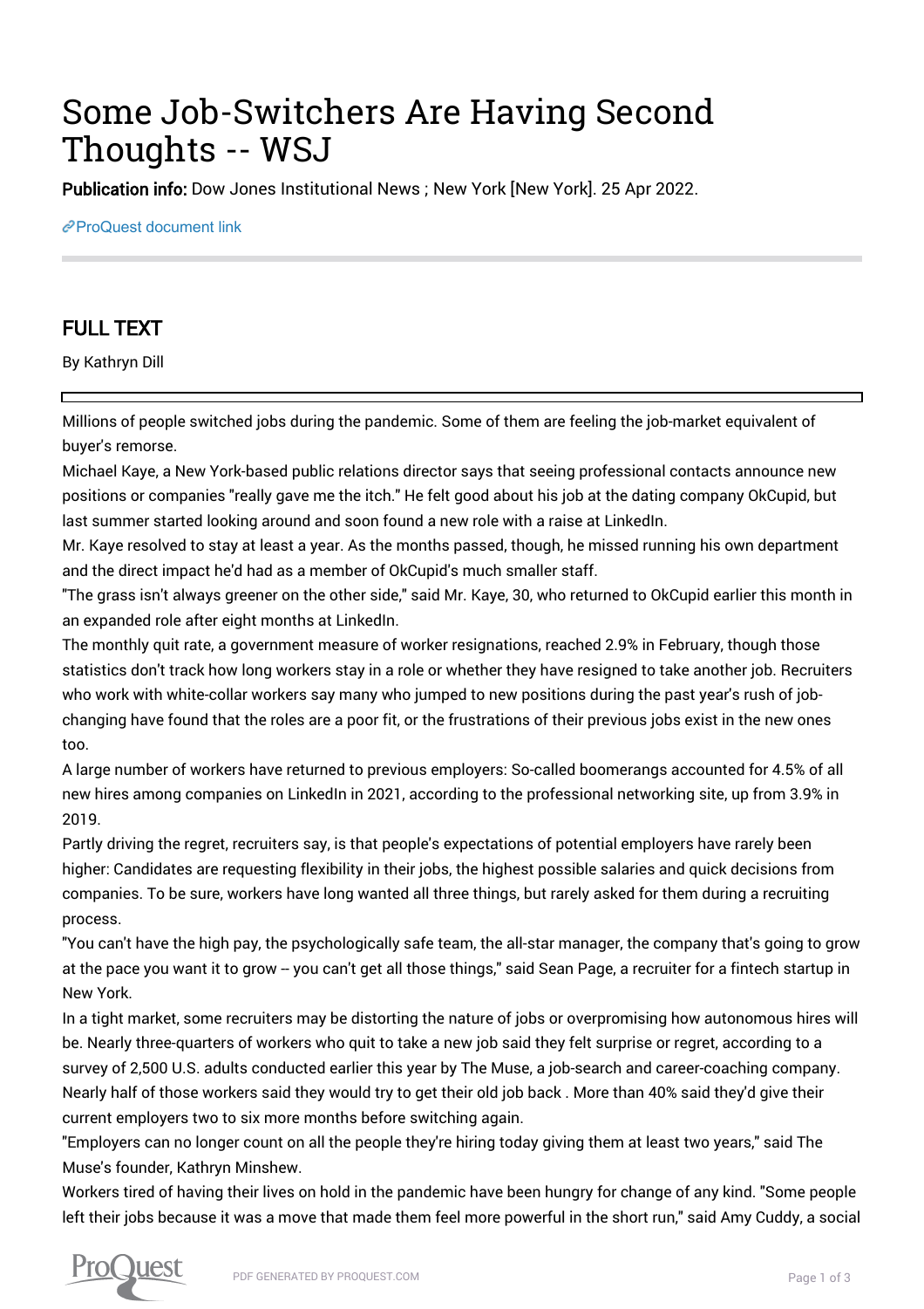# Some Job-Switchers Are Having Second Thoughts -- WSJ

**Publication info:** Dow Jones Institutional News ; New York [New York]. 25 Apr 2022.

ProQuest document link

## FULL TEXT

By Kathryn Dill

Millions of people switched jobs during the pandemic. Some of them are feeling the job-market equivalent of buyer's remorse.

Michael Kaye, a New York-based public relations director says that seeing professional contacts announce new positions or companies "really gave me the itch." He felt good about his job at the dating company OkCupid, but last summer started looking around and soon found a new role with a raise at LinkedIn.

Mr. Kaye resolved to stay at least a year. As the months passed, though, he missed running his own department and the direct impact he'd had as a member of OkCupid's much smaller staff.

"The grass isn't always greener on the other side," said Mr. Kaye, 30, who returned to OkCupid earlier this month in an expanded role after eight months at LinkedIn.

The monthly quit rate, a government measure of worker resignations, reached 2.9% in February, though those statistics don't track how long workers stay in a role or whether they have resigned to take another job. Recruiters who work with white-collar workers say many who jumped to new positions during the past year's rush of job-changing have found that the roles are a poor fit, or the frustrations of their previous jobs exist in the new ones too.

A large number of workers have returned to previous employers: So-called boomerangs accounted for 4.5% of all new hires among companies on LinkedIn in 2021, according to the professional networking site, up from 3.9% in 2019.

Partly driving the regret, recruiters say, is that people's expectations of potential employers have rarely been higher: Candidates are requesting flexibility in their jobs, the highest possible salaries and quick decisions from companies. To be sure, workers have long wanted all three things, but rarely asked for them during a recruiting process.

"You can't have the high pay, the psychologically safe team, the all-star manager, the company that's going to grow at the pace you want it to grow -- you can't get all those things," said Sean Page, a recruiter for a fintech startup in New York.

In a tight market, some recruiters may be distorting the nature of jobs or overpromising how autonomous hires will be. Nearly three-quarters of workers who quit to take a new job said they felt surprise or regret, according to a survey of 2,500 U.S. adults conducted earlier this year by The Muse, a job-search and career-coaching company. Nearly half of those workers said they would try to get their old job back . More than 40% said they'd give their current employers two to six more months before switching again.

"Employers can no longer count on all the people they're hiring today giving them at least two years," said The Muse's founder, Kathryn Minshew.

Workers tired of having their lives on hold in the pandemic have been hungry for change of any kind. "Some people left their jobs because it was a move that made them feel more powerful in the short run," said Amy Cuddy, a social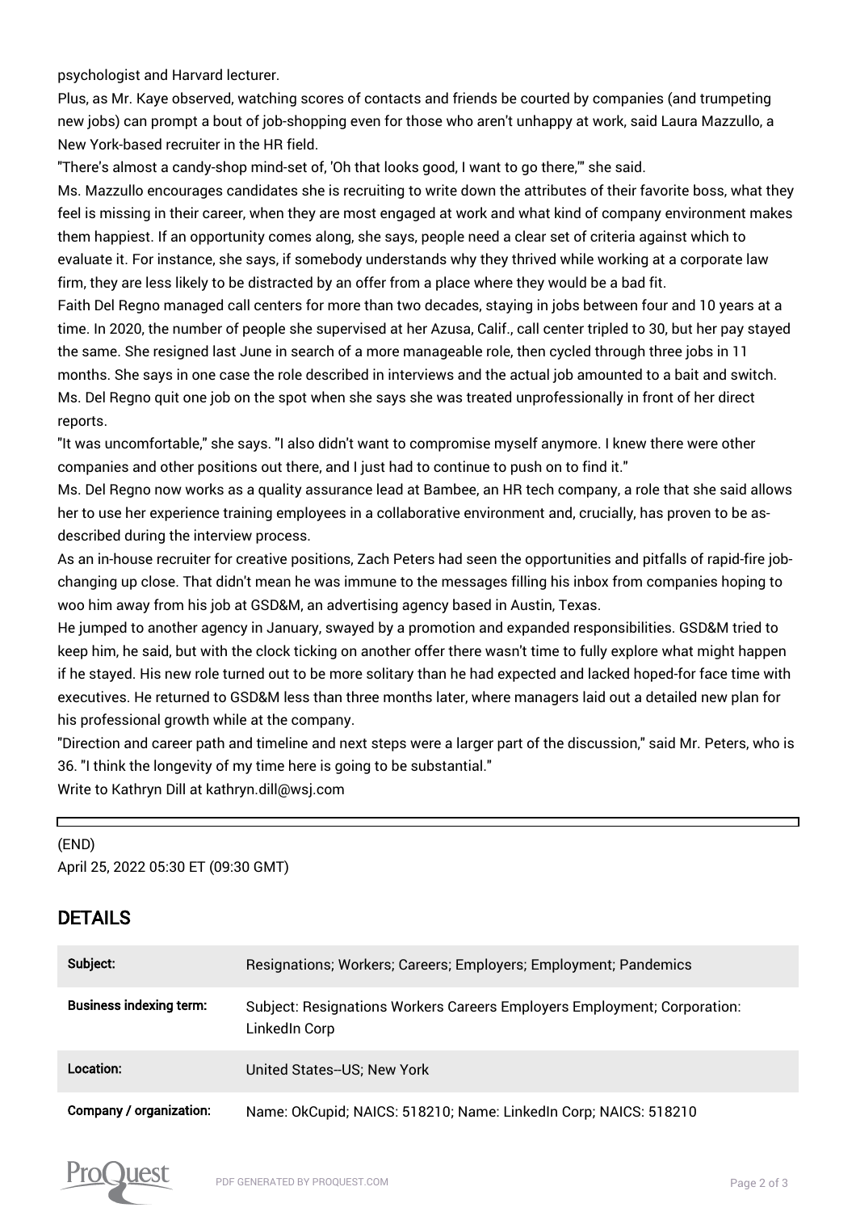psychologist and Harvard lecturer.

Plus, as Mr. Kaye observed, watching scores of contacts and friends be courted by companies (and trumpeting new jobs) can prompt a bout of job-shopping even for those who aren't unhappy at work, said Laura Mazzullo, a New York-based recruiter in the HR field.

"There's almost a candy-shop mind-set of, 'Oh that looks good, I want to go there,'" she said.

Ms. Mazzullo encourages candidates she is recruiting to write down the attributes of their favorite boss, what they feel is missing in their career, when they are most engaged at work and what kind of company environment makes them happiest. If an opportunity comes along, she says, people need a clear set of criteria against which to evaluate it. For instance, she says, if somebody understands why they thrived while working at a corporate law firm, they are less likely to be distracted by an offer from a place where they would be a bad fit.

Faith Del Regno managed call centers for more than two decades, staying in jobs between four and 10 years at a time. In 2020, the number of people she supervised at her Azusa, Calif., call center tripled to 30, but her pay stayed the same. She resigned last June in search of a more manageable role, then cycled through three jobs in 11 months. She says in one case the role described in interviews and the actual job amounted to a bait and switch. Ms. Del Regno quit one job on the spot when she says she was treated unprofessionally in front of her direct reports.

"It was uncomfortable," she says. "I also didn't want to compromise myself anymore. I knew there were other companies and other positions out there, and I just had to continue to push on to find it."

Ms. Del Regno now works as a quality assurance lead at Bambee, an HR tech company, a role that she said allows her to use her experience training employees in a collaborative environment and, crucially, has proven to be as-described during the interview process.

As an in-house recruiter for creative positions, Zach Peters had seen the opportunities and pitfalls of rapid-fire job-changing up close. That didn't mean he was immune to the messages filling his inbox from companies hoping to woo him away from his job at GSD&M, an advertising agency based in Austin, Texas.

He jumped to another agency in January, swayed by a promotion and expanded responsibilities. GSD&M tried to keep him, he said, but with the clock ticking on another offer there wasn't time to fully explore what might happen if he stayed. His new role turned out to be more solitary than he had expected and lacked hoped-for face time with executives. He returned to GSD&M less than three months later, where managers laid out a detailed new plan for his professional growth while at the company.

"Direction and career path and timeline and next steps were a larger part of the discussion," said Mr. Peters, who is 36. "I think the longevity of my time here is going to be substantial."

Write to Kathryn Dill at kathryn.dill@wsj.com

---

(END)

April 25, 2022 05:30 ET (09:30 GMT)

## DETAILS

| | |
|---|---|
| **Subject:** | Resignations; Workers; Careers; Employers; Employment; Pandemics |
| **Business indexing term:** | Subject: Resignations Workers Careers Employers Employment; Corporation: LinkedIn Corp |
| **Location:** | United States--US; New York |
| **Company / organization:** | Name: OkCupid; NAICS: 518210; Name: LinkedIn Corp; NAICS: 518210 |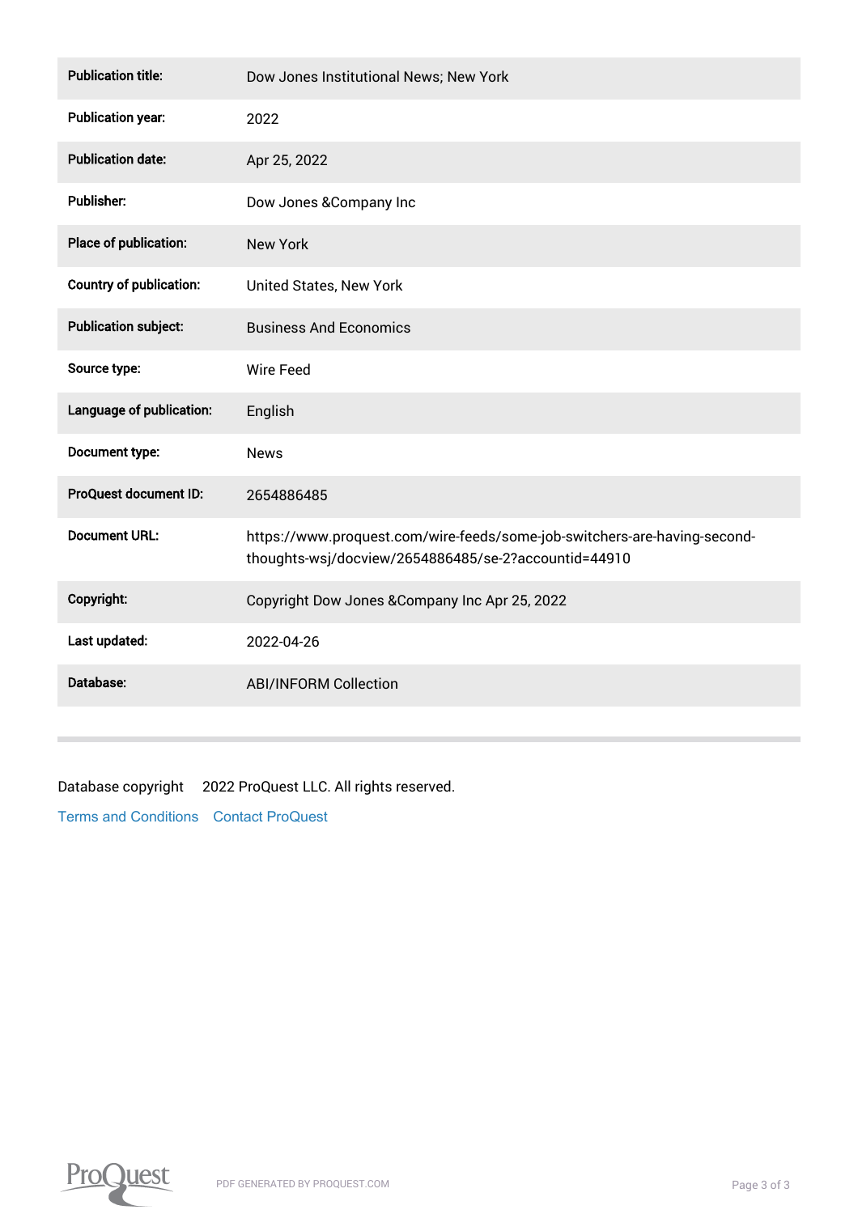| | |
|---|---|
| **Publication title:** | Dow Jones Institutional News; New York |
| **Publication year:** | 2022 |
| **Publication date:** | Apr 25, 2022 |
| **Publisher:** | Dow Jones &Company Inc |
| **Place of publication:** | New York |
| **Country of publication:** | United States, New York |
| **Publication subject:** | Business And Economics |
| **Source type:** | Wire Feed |
| **Language of publication:** | English |
| **Document type:** | News |
| **ProQuest document ID:** | 2654886485 |
| **Document URL:** | https://www.proquest.com/wire-feeds/some-job-switchers-are-having-second-thoughts-wsj/docview/2654886485/se-2?accountid=44910 |
| **Copyright:** | Copyright Dow Jones &Company Inc Apr 25, 2022 |
| **Last updated:** | 2022-04-26 |
| **Database:** | ABI/INFORM Collection |

Database copyright 2022 ProQuest LLC. All rights reserved.

Terms and Conditions Contact ProQuest